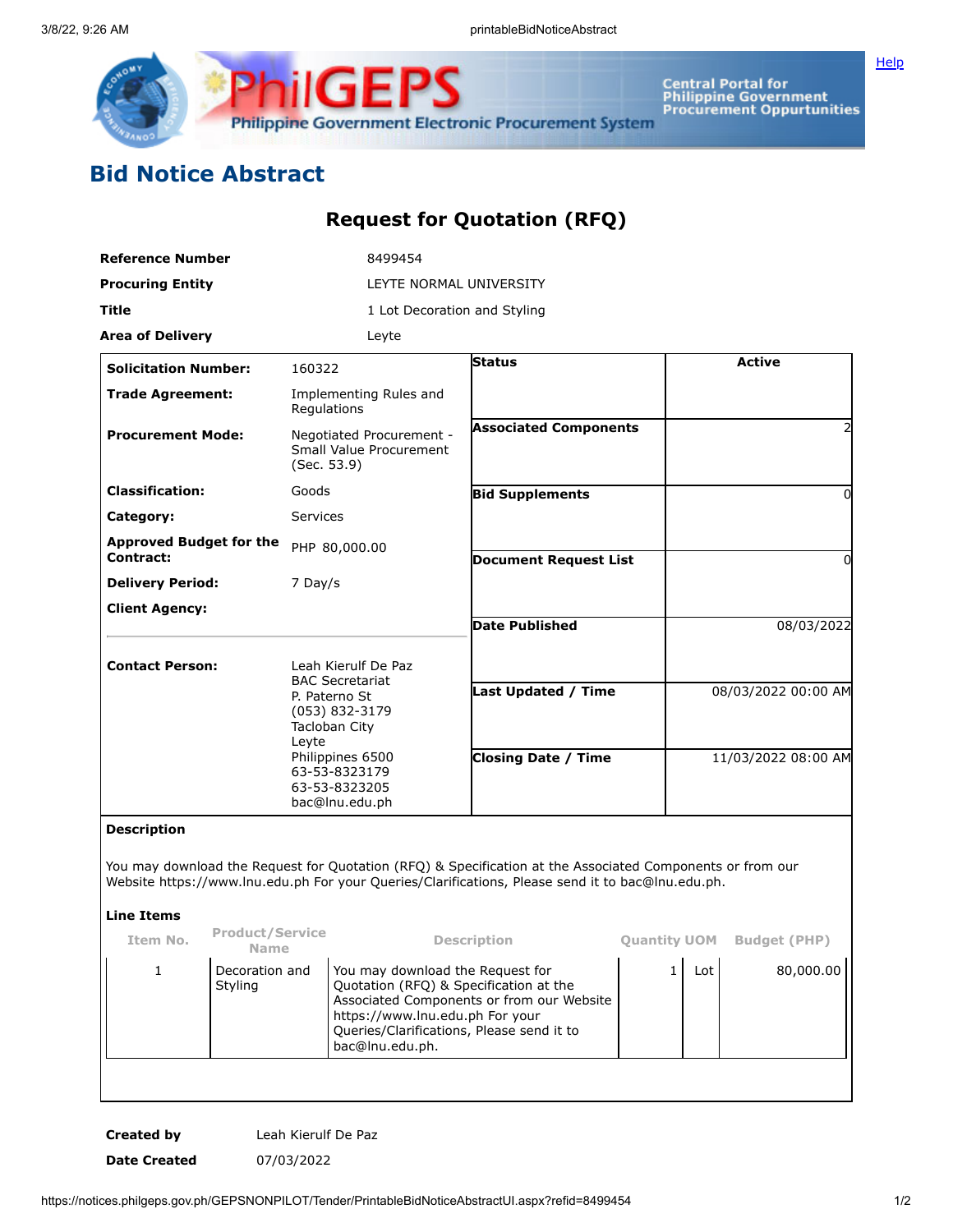# Bid Notice Abstract

## Request for Quotation (RFQ)

| | |
|---|---|
| **Reference Number** | 8499454 |
| **Procuring Entity** | LEYTE NORMAL UNIVERSITY |
| **Title** | 1 Lot Decoration and Styling |
| **Area of Delivery** | Leyte |

| | | | |
|---|---|---|---|
| **Solicitation Number:** | 160322 | **Status** | Active |
| **Trade Agreement:** | Implementing Rules and Regulations | | |
| **Procurement Mode:** | Negotiated Procurement - Small Value Procurement (Sec. 53.9) | **Associated Components** | 2 |
| **Classification:** | Goods | **Bid Supplements** | 0 |
| **Category:** | Services | | |
| **Approved Budget for the Contract:** | PHP 80,000.00 | **Document Request List** | 0 |
| **Delivery Period:** | 7 Day/s | | |
| **Client Agency:** | | **Date Published** | 08/03/2022 |
| **Contact Person:** | Leah Kierulf De Paz<br>BAC Secretariat<br>P. Paterno St<br>(053) 832-3179<br>Tacloban City<br>Leyte<br>Philippines 6500<br>63-53-8323179<br>63-53-8323205<br>bac@lnu.edu.ph | **Last Updated / Time** | 08/03/2022 00:00 AM |
| | | **Closing Date / Time** | 11/03/2022 08:00 AM |

**Description**

You may download the Request for Quotation (RFQ) & Specification at the Associated Components or from our Website https://www.lnu.edu.ph For your Queries/Clarifications, Please send it to bac@lnu.edu.ph.

**Line Items**

| Item No. | Product/Service Name | Description | Quantity | UOM | Budget (PHP) |
|---|---|---|---|---|---|
| 1 | Decoration and Styling | You may download the Request for Quotation (RFQ) & Specification at the Associated Components or from our Website https://www.lnu.edu.ph For your Queries/Clarifications, Please send it to bac@lnu.edu.ph. | 1 | Lot | 80,000.00 |

| | |
|---|---|
| **Created by** | Leah Kierulf De Paz |
| **Date Created** | 07/03/2022 |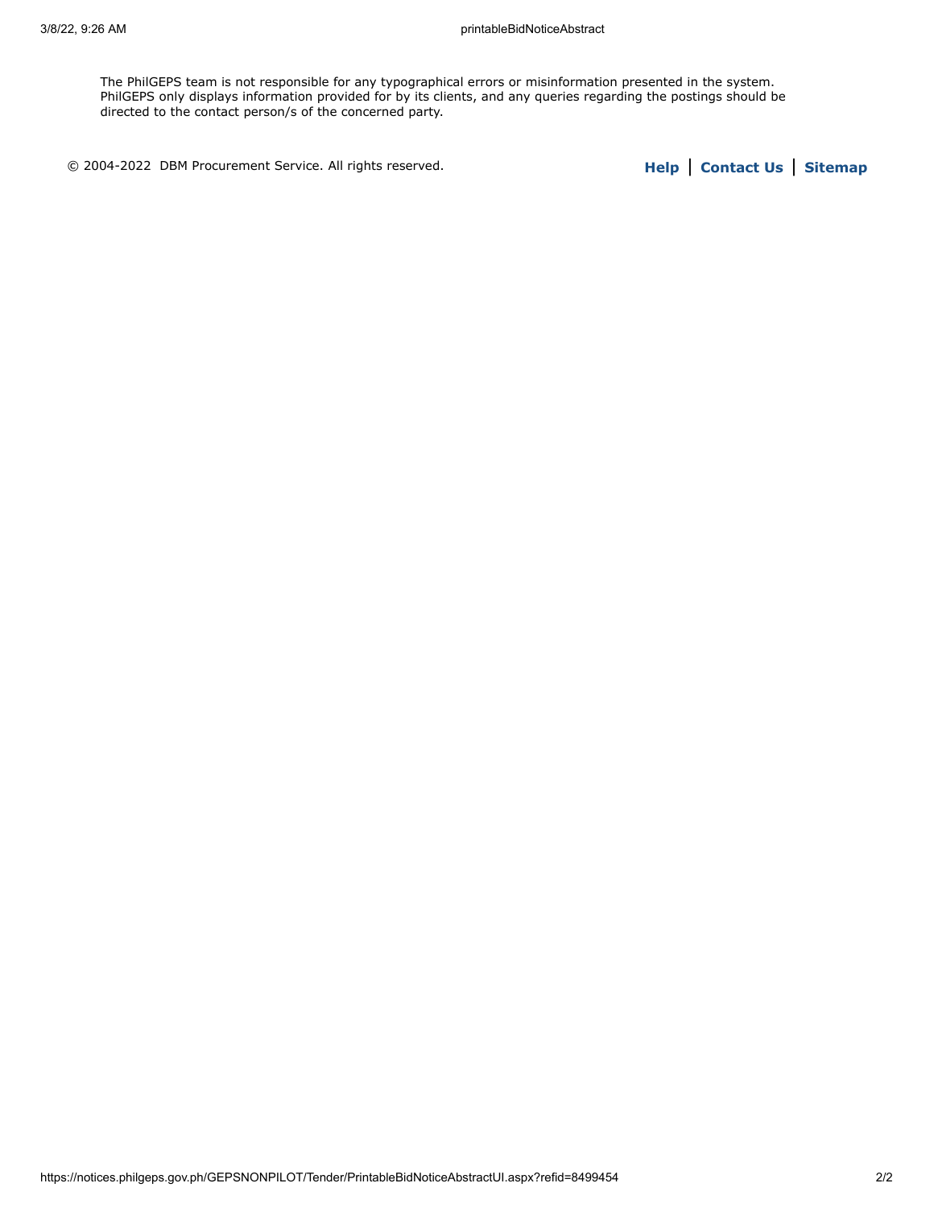The PhilGEPS team is not responsible for any typographical errors or misinformation presented in the system. PhilGEPS only displays information provided for by its clients, and any queries regarding the postings should be directed to the contact person/s of the concerned party.

© 2004-2022 DBM Procurement Service. All rights reserved.

**Help** | **Contact Us** | **Sitemap**